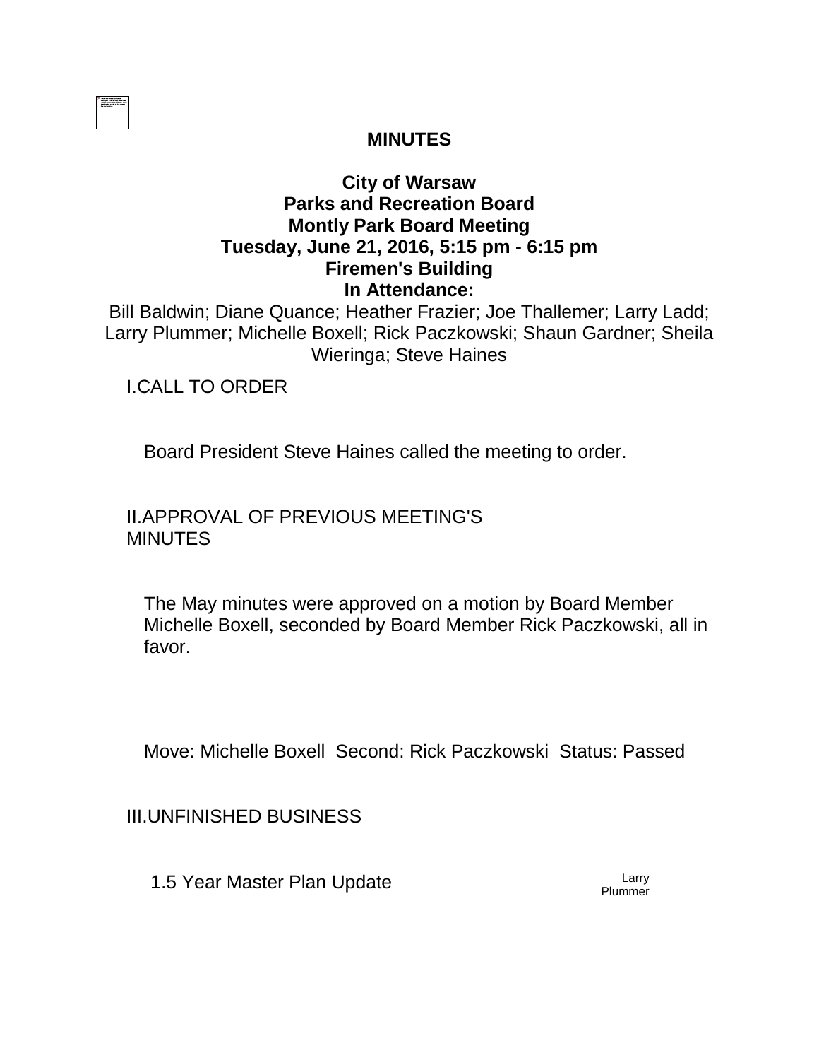# MINUTES

## City of Warsaw
## Parks and Recreation Board
## Montly Park Board Meeting
## Tuesday, June 21, 2016, 5:15 pm - 6:15 pm
## Firemen's Building
## In Attendance:

Bill Baldwin; Diane Quance; Heather Frazier; Joe Thallemer; Larry Ladd; Larry Plummer; Michelle Boxell; Rick Paczkowski; Shaun Gardner; Sheila Wieringa; Steve Haines

I. CALL TO ORDER

Board President Steve Haines called the meeting to order.

II. APPROVAL OF PREVIOUS MEETING'S MINUTES

The May minutes were approved on a motion by Board Member Michelle Boxell, seconded by Board Member Rick Paczkowski, all in favor.

Move: Michelle Boxell  Second: Rick Paczkowski  Status: Passed

III. UNFINISHED BUSINESS

1. 5 Year Master Plan Update — Larry Plummer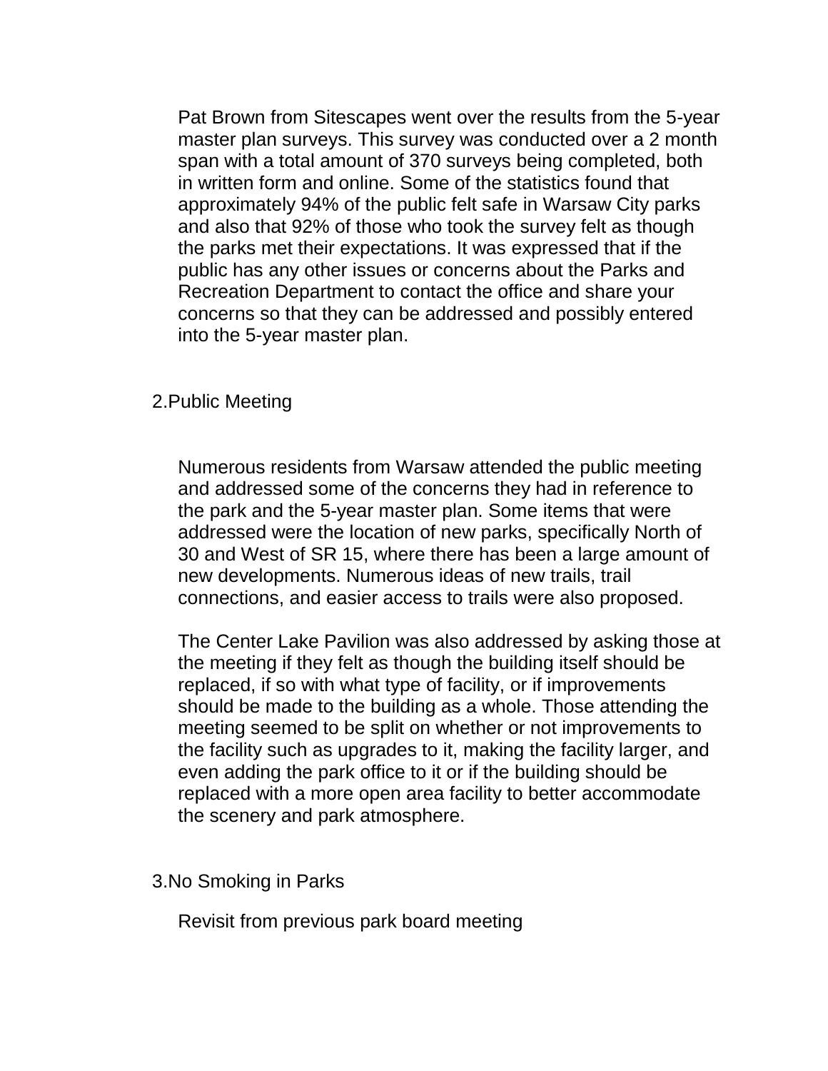Pat Brown from Sitescapes went over the results from the 5-year master plan surveys. This survey was conducted over a 2 month span with a total amount of 370 surveys being completed, both in written form and online. Some of the statistics found that approximately 94% of the public felt safe in Warsaw City parks and also that 92% of those who took the survey felt as though the parks met their expectations. It was expressed that if the public has any other issues or concerns about the Parks and Recreation Department to contact the office and share your concerns so that they can be addressed and possibly entered into the 5-year master plan.

2.Public Meeting

Numerous residents from Warsaw attended the public meeting and addressed some of the concerns they had in reference to the park and the 5-year master plan. Some items that were addressed were the location of new parks, specifically North of 30 and West of SR 15, where there has been a large amount of new developments. Numerous ideas of new trails, trail connections, and easier access to trails were also proposed.

The Center Lake Pavilion was also addressed by asking those at the meeting if they felt as though the building itself should be replaced, if so with what type of facility, or if improvements should be made to the building as a whole. Those attending the meeting seemed to be split on whether or not improvements to the facility such as upgrades to it, making the facility larger, and even adding the park office to it or if the building should be replaced with a more open area facility to better accommodate the scenery and park atmosphere.

3.No Smoking in Parks

Revisit from previous park board meeting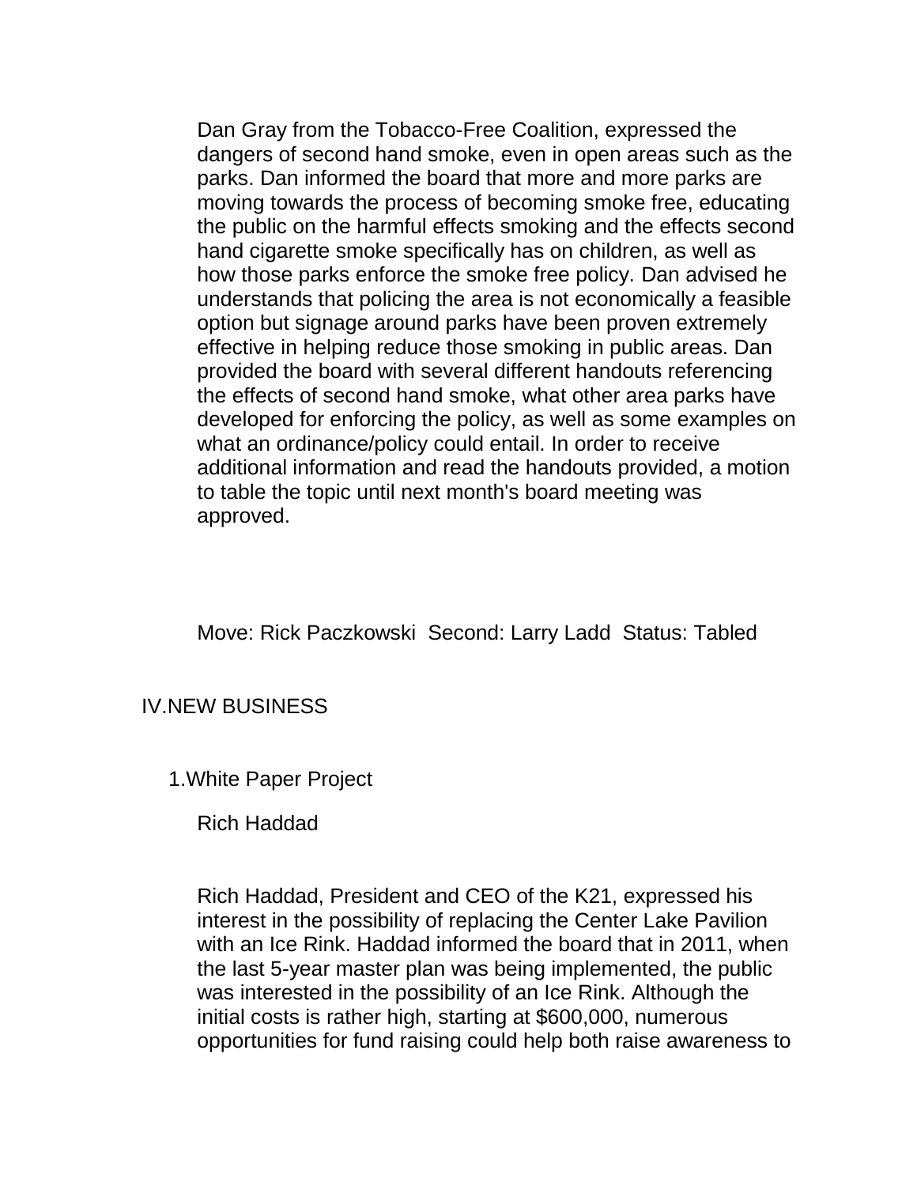Dan Gray from the Tobacco-Free Coalition, expressed the dangers of second hand smoke, even in open areas such as the parks. Dan informed the board that more and more parks are moving towards the process of becoming smoke free, educating the public on the harmful effects smoking and the effects second hand cigarette smoke specifically has on children, as well as how those parks enforce the smoke free policy. Dan advised he understands that policing the area is not economically a feasible option but signage around parks have been proven extremely effective in helping reduce those smoking in public areas. Dan provided the board with several different handouts referencing the effects of second hand smoke, what other area parks have developed for enforcing the policy, as well as some examples on what an ordinance/policy could entail. In order to receive additional information and read the handouts provided, a motion to table the topic until next month's board meeting was approved.

Move: Rick Paczkowski Second: Larry Ladd Status: Tabled

## IV. NEW BUSINESS

1. White Paper Project

   Rich Haddad

   Rich Haddad, President and CEO of the K21, expressed his interest in the possibility of replacing the Center Lake Pavilion with an Ice Rink. Haddad informed the board that in 2011, when the last 5-year master plan was being implemented, the public was interested in the possibility of an Ice Rink. Although the initial costs is rather high, starting at $600,000, numerous opportunities for fund raising could help both raise awareness to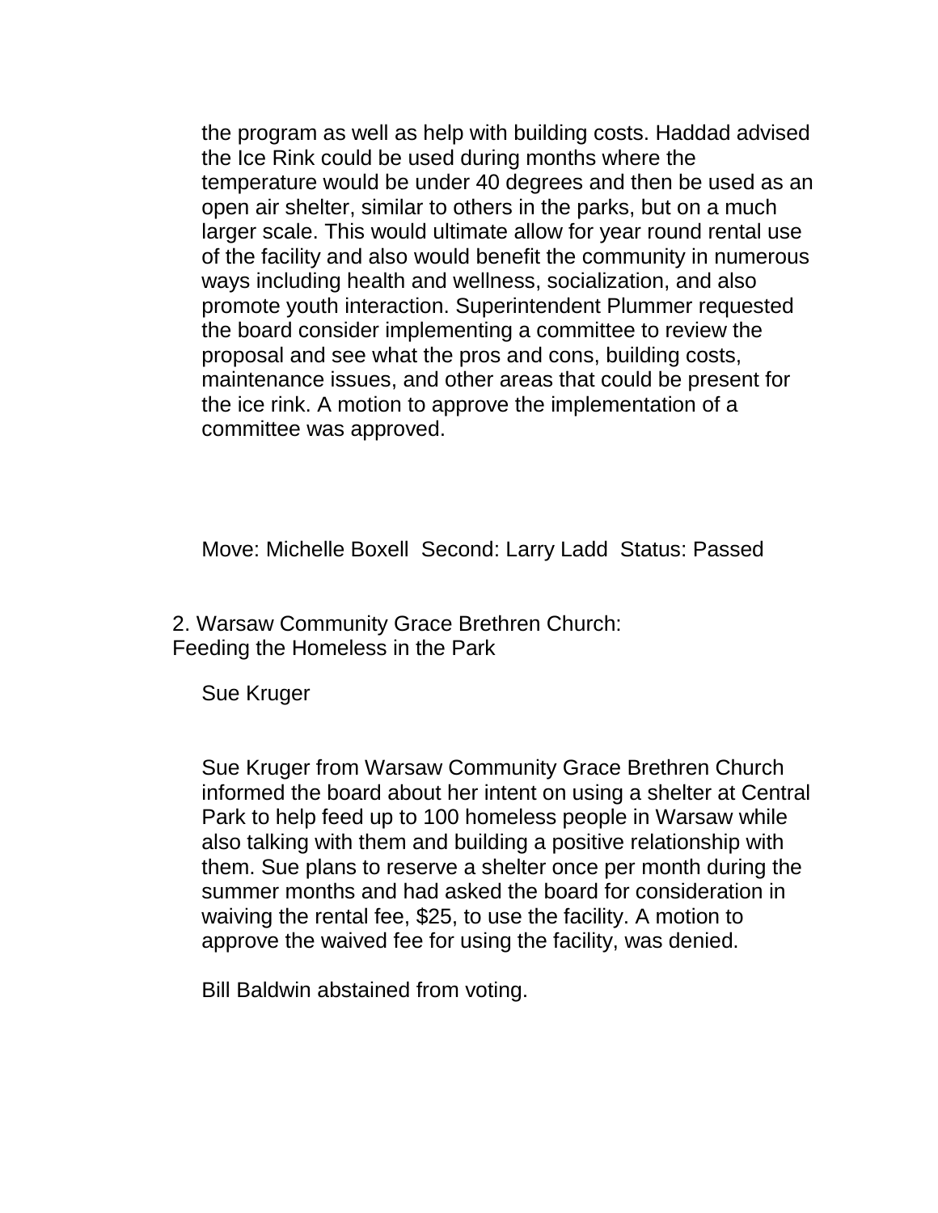the program as well as help with building costs. Haddad advised the Ice Rink could be used during months where the temperature would be under 40 degrees and then be used as an open air shelter, similar to others in the parks, but on a much larger scale. This would ultimate allow for year round rental use of the facility and also would benefit the community in numerous ways including health and wellness, socialization, and also promote youth interaction. Superintendent Plummer requested the board consider implementing a committee to review the proposal and see what the pros and cons, building costs, maintenance issues, and other areas that could be present for the ice rink. A motion to approve the implementation of a committee was approved.

Move: Michelle Boxell Second: Larry Ladd Status: Passed

2. Warsaw Community Grace Brethren Church:
Feeding the Homeless in the Park

Sue Kruger

Sue Kruger from Warsaw Community Grace Brethren Church informed the board about her intent on using a shelter at Central Park to help feed up to 100 homeless people in Warsaw while also talking with them and building a positive relationship with them. Sue plans to reserve a shelter once per month during the summer months and had asked the board for consideration in waiving the rental fee, $25, to use the facility. A motion to approve the waived fee for using the facility, was denied.

Bill Baldwin abstained from voting.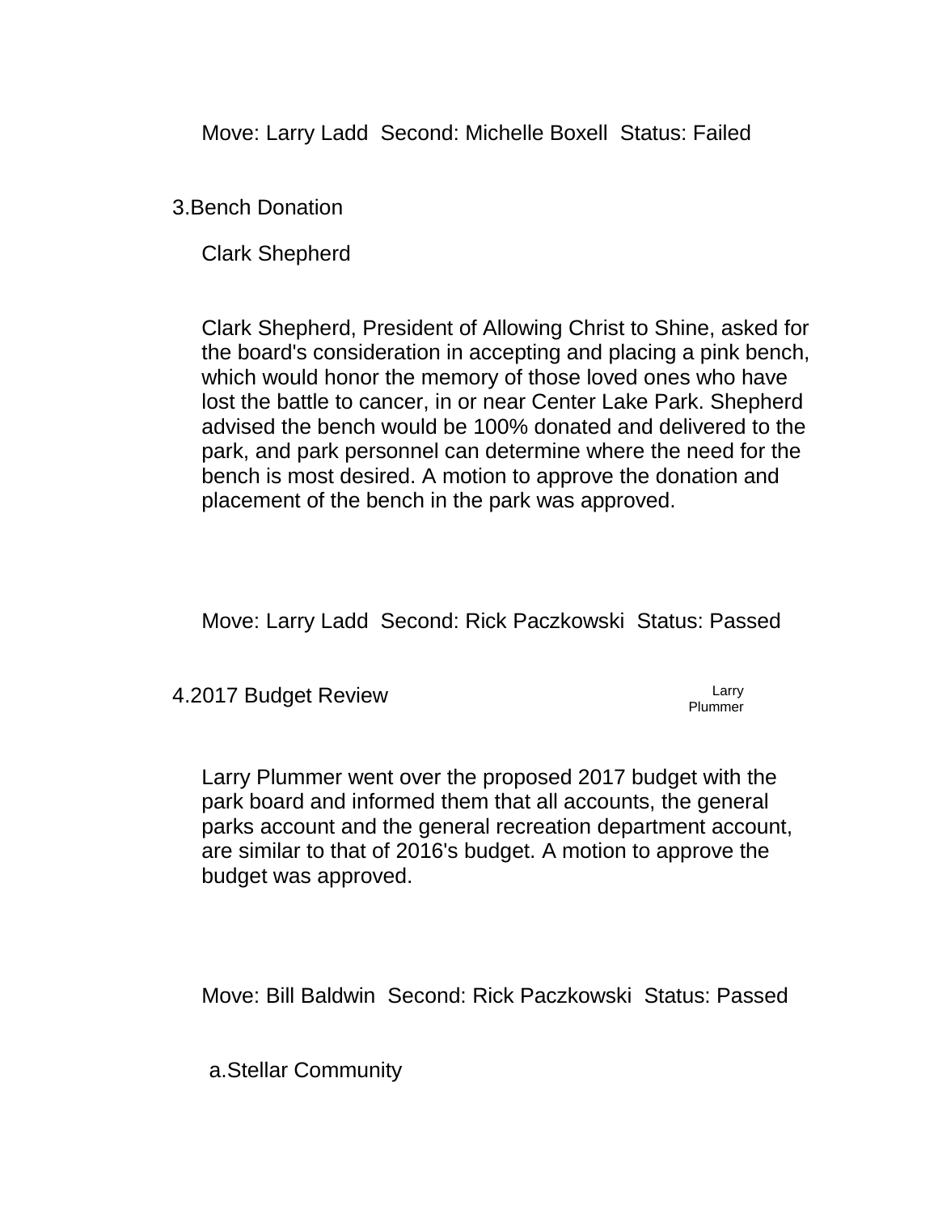Move: Larry Ladd  Second: Michelle Boxell  Status: Failed

3.Bench Donation

Clark Shepherd

Clark Shepherd, President of Allowing Christ to Shine, asked for the board's consideration in accepting and placing a pink bench, which would honor the memory of those loved ones who have lost the battle to cancer, in or near Center Lake Park. Shepherd advised the bench would be 100% donated and delivered to the park, and park personnel can determine where the need for the bench is most desired. A motion to approve the donation and placement of the bench in the park was approved.

Move: Larry Ladd  Second: Rick Paczkowski  Status: Passed

4.2017 Budget Review

Larry Plummer

Larry Plummer went over the proposed 2017 budget with the park board and informed them that all accounts, the general parks account and the general recreation department account, are similar to that of 2016's budget. A motion to approve the budget was approved.

Move: Bill Baldwin  Second: Rick Paczkowski  Status: Passed

a.Stellar Community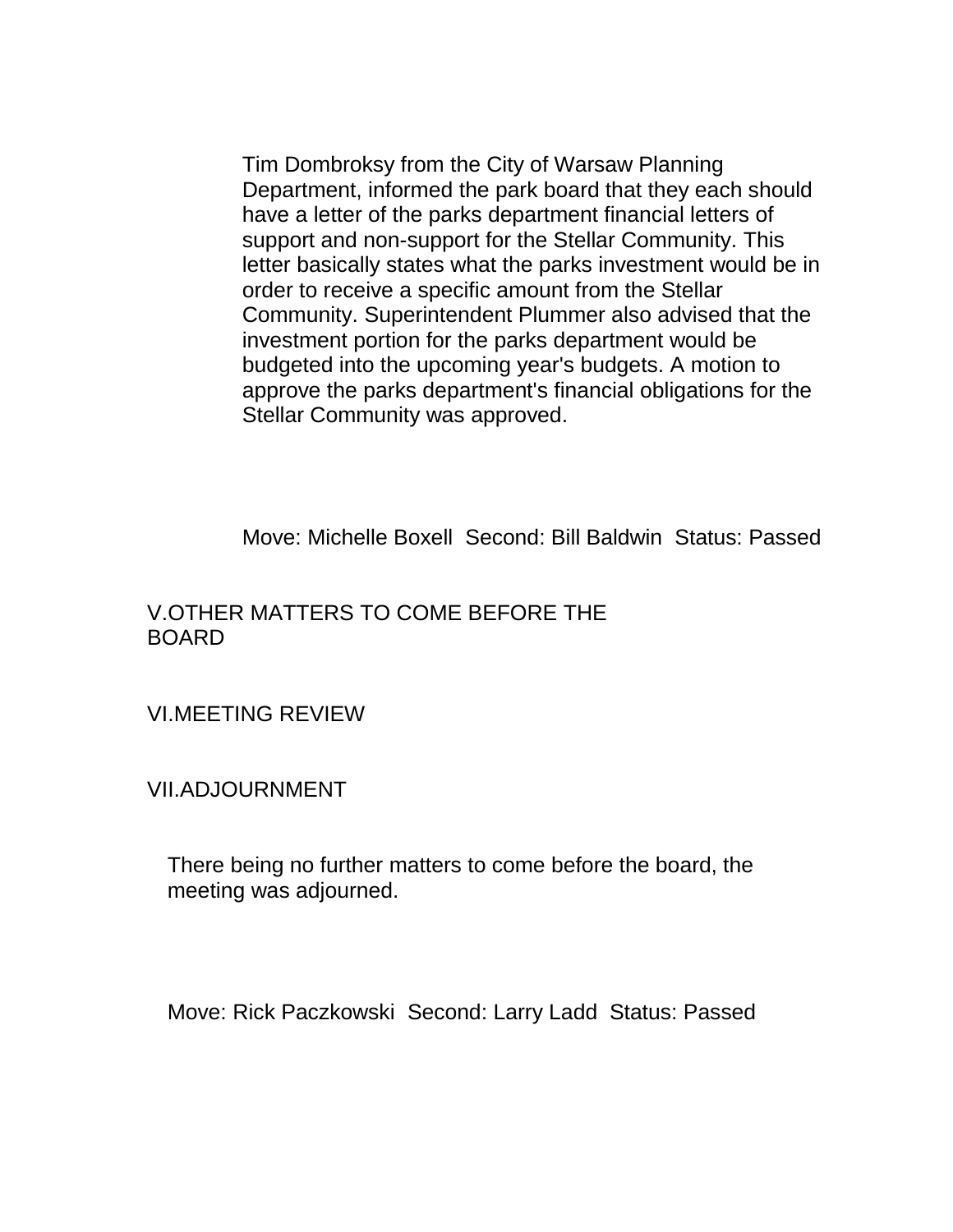Tim Dombroksy from the City of Warsaw Planning Department, informed the park board that they each should have a letter of the parks department financial letters of support and non-support for the Stellar Community. This letter basically states what the parks investment would be in order to receive a specific amount from the Stellar Community. Superintendent Plummer also advised that the investment portion for the parks department would be budgeted into the upcoming year's budgets. A motion to approve the parks department's financial obligations for the Stellar Community was approved.

Move: Michelle Boxell Second: Bill Baldwin Status: Passed

## V.OTHER MATTERS TO COME BEFORE THE BOARD

## VI.MEETING REVIEW

## VII.ADJOURNMENT

There being no further matters to come before the board, the meeting was adjourned.

Move: Rick Paczkowski Second: Larry Ladd Status: Passed